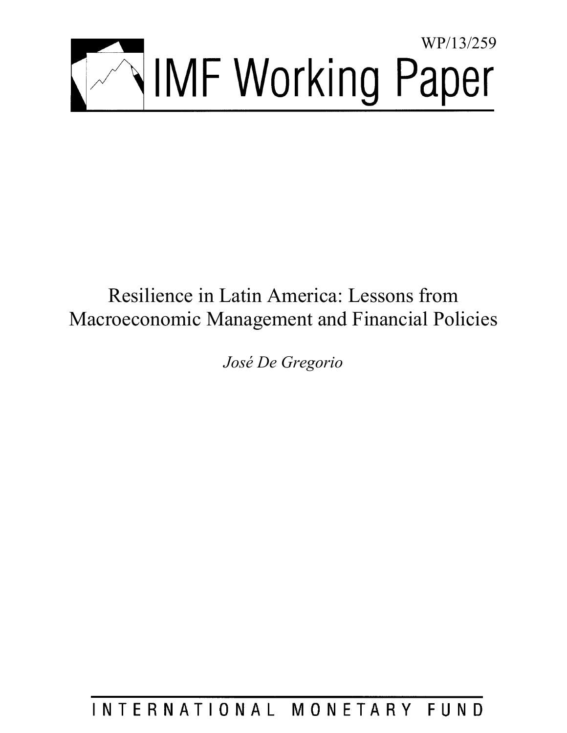WP/13/259

# IMF Working Paper

# Resilience in Latin America: Lessons from Macroeconomic Management and Financial Policies

*José De Gregorio*

INTERNATIONAL MONETARY FUND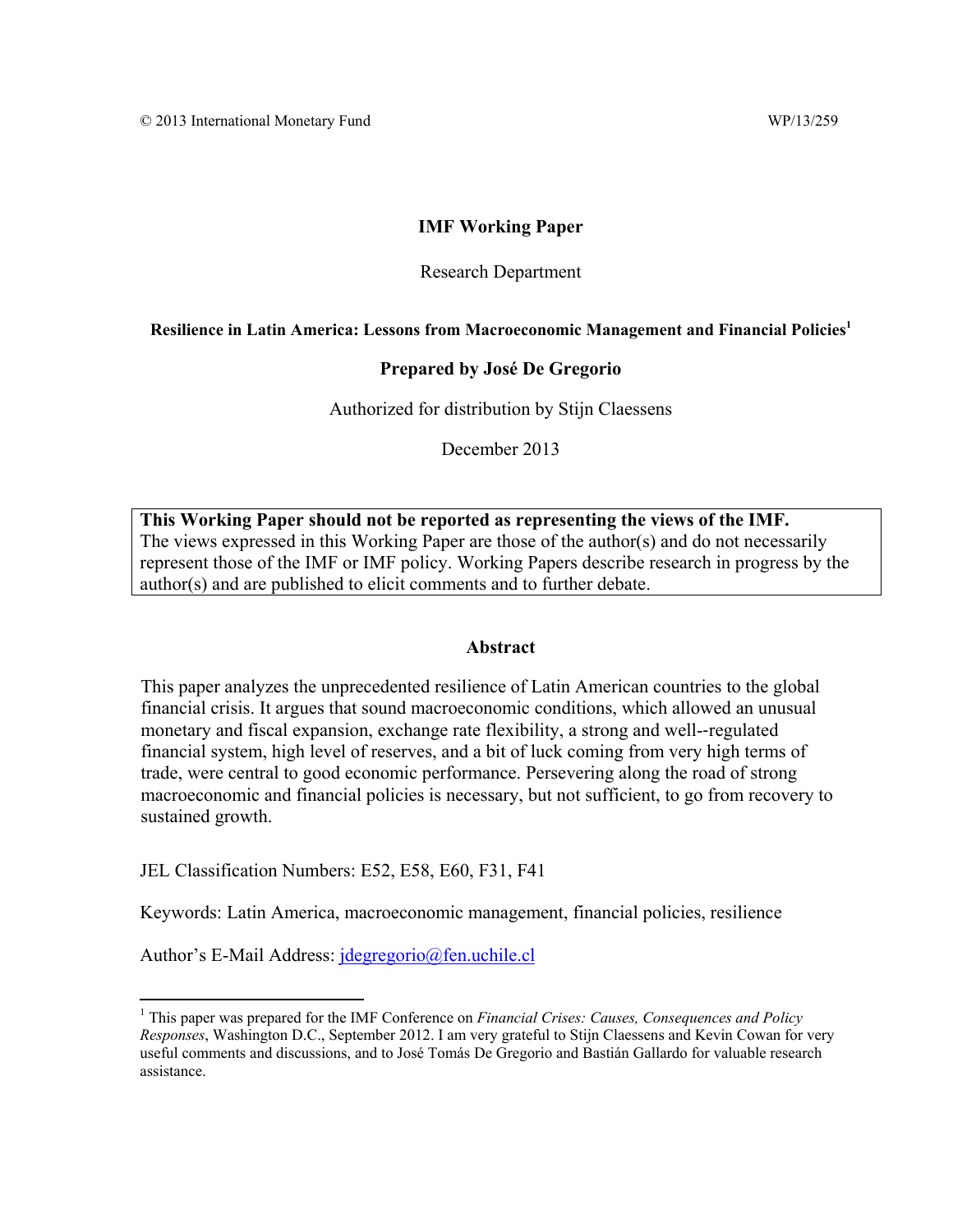© 2013 International Monetary Fund WP/13/259

**IMF Working Paper**

Research Department

**Resilience in Latin America: Lessons from Macroeconomic Management and Financial Policies**[1]

**Prepared by José De Gregorio**

Authorized for distribution by Stijn Claessens

December 2013

> **This Working Paper should not be reported as representing the views of the IMF.**
> The views expressed in this Working Paper are those of the author(s) and do not necessarily represent those of the IMF or IMF policy. Working Papers describe research in progress by the author(s) and are published to elicit comments and to further debate.

**Abstract**

This paper analyzes the unprecedented resilience of Latin American countries to the global financial crisis. It argues that sound macroeconomic conditions, which allowed an unusual monetary and fiscal expansion, exchange rate flexibility, a strong and well--regulated financial system, high level of reserves, and a bit of luck coming from very high terms of trade, were central to good economic performance. Persevering along the road of strong macroeconomic and financial policies is necessary, but not sufficient, to go from recovery to sustained growth.

JEL Classification Numbers: E52, E58, E60, F31, F41

Keywords: Latin America, macroeconomic management, financial policies, resilience

Author's E-Mail Address: jdegregorio@fen.uchile.cl

---

[1] This paper was prepared for the IMF Conference on *Financial Crises: Causes, Consequences and Policy Responses*, Washington D.C., September 2012. I am very grateful to Stijn Claessens and Kevin Cowan for very useful comments and discussions, and to José Tomás De Gregorio and Bastián Gallardo for valuable research assistance.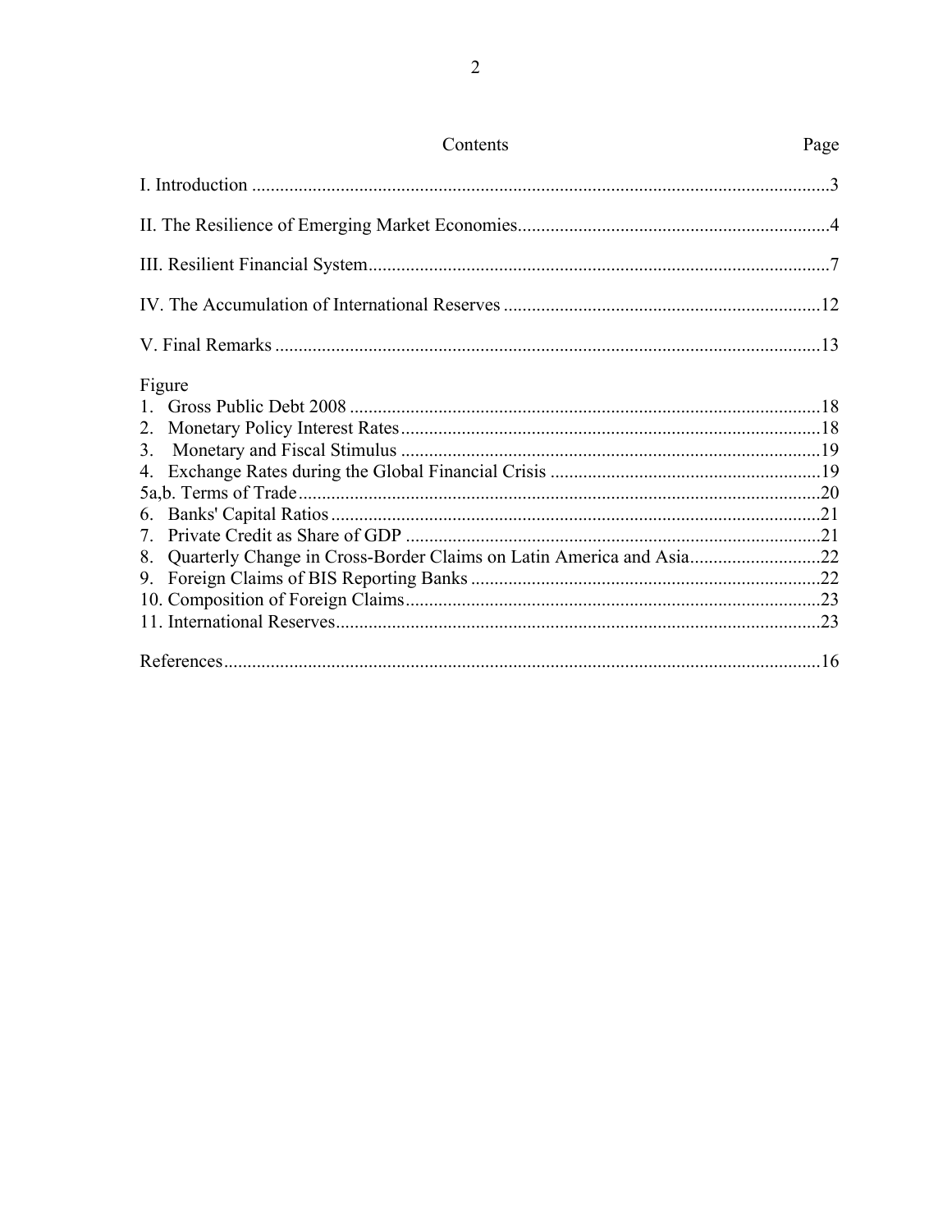| Contents | Page |
|---|---|
| I. Introduction | 3 |
| II. The Resilience of Emerging Market Economies | 4 |
| III. Resilient Financial System | 7 |
| IV. The Accumulation of International Reserves | 12 |
| V. Final Remarks | 13 |

Figure

| | |
|---|---|
| 1. Gross Public Debt 2008 | 18 |
| 2. Monetary Policy Interest Rates | 18 |
| 3. Monetary and Fiscal Stimulus | 19 |
| 4. Exchange Rates during the Global Financial Crisis | 19 |
| 5a,b. Terms of Trade | 20 |
| 6. Banks' Capital Ratios | 21 |
| 7. Private Credit as Share of GDP | 21 |
| 8. Quarterly Change in Cross-Border Claims on Latin America and Asia | 22 |
| 9. Foreign Claims of BIS Reporting Banks | 22 |
| 10. Composition of Foreign Claims | 23 |
| 11. International Reserves | 23 |

| | |
|---|---|
| References | 16 |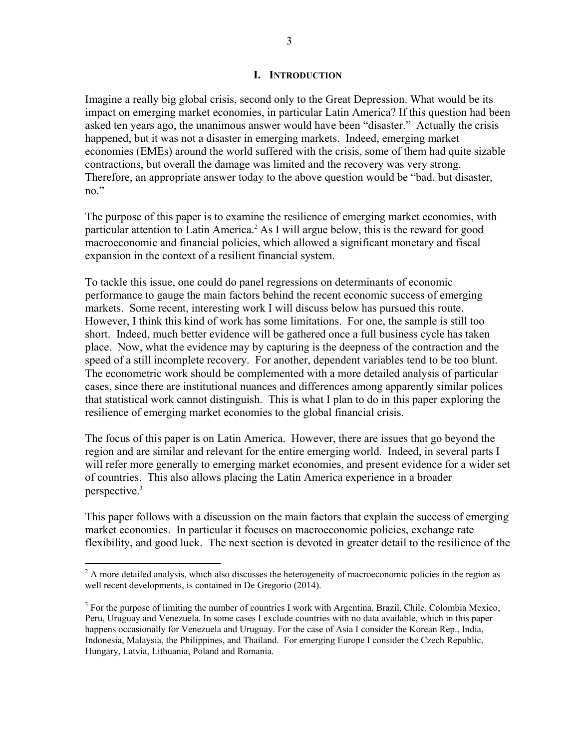# I. INTRODUCTION

Imagine a really big global crisis, second only to the Great Depression. What would be its impact on emerging market economies, in particular Latin America? If this question had been asked ten years ago, the unanimous answer would have been "disaster." Actually the crisis happened, but it was not a disaster in emerging markets. Indeed, emerging market economies (EMEs) around the world suffered with the crisis, some of them had quite sizable contractions, but overall the damage was limited and the recovery was very strong. Therefore, an appropriate answer today to the above question would be "bad, but disaster, no."

The purpose of this paper is to examine the resilience of emerging market economies, with particular attention to Latin America.[2] As I will argue below, this is the reward for good macroeconomic and financial policies, which allowed a significant monetary and fiscal expansion in the context of a resilient financial system.

To tackle this issue, one could do panel regressions on determinants of economic performance to gauge the main factors behind the recent economic success of emerging markets. Some recent, interesting work I will discuss below has pursued this route. However, I think this kind of work has some limitations. For one, the sample is still too short. Indeed, much better evidence will be gathered once a full business cycle has taken place. Now, what the evidence may by capturing is the deepness of the contraction and the speed of a still incomplete recovery. For another, dependent variables tend to be too blunt. The econometric work should be complemented with a more detailed analysis of particular cases, since there are institutional nuances and differences among apparently similar polices that statistical work cannot distinguish. This is what I plan to do in this paper exploring the resilience of emerging market economies to the global financial crisis.

The focus of this paper is on Latin America. However, there are issues that go beyond the region and are similar and relevant for the entire emerging world. Indeed, in several parts I will refer more generally to emerging market economies, and present evidence for a wider set of countries. This also allows placing the Latin America experience in a broader perspective.[3]

This paper follows with a discussion on the main factors that explain the success of emerging market economies. In particular it focuses on macroeconomic policies, exchange rate flexibility, and good luck. The next section is devoted in greater detail to the resilience of the

[2] A more detailed analysis, which also discusses the heterogeneity of macroeconomic policies in the region as well recent developments, is contained in De Gregorio (2014).

[3] For the purpose of limiting the number of countries I work with Argentina, Brazil, Chile, Colombia Mexico, Peru, Uruguay and Venezuela. In some cases I exclude countries with no data available, which in this paper happens occasionally for Venezuela and Uruguay. For the case of Asia I consider the Korean Rep., India, Indonesia, Malaysia, the Philippines, and Thailand. For emerging Europe I consider the Czech Republic, Hungary, Latvia, Lithuania, Poland and Romania.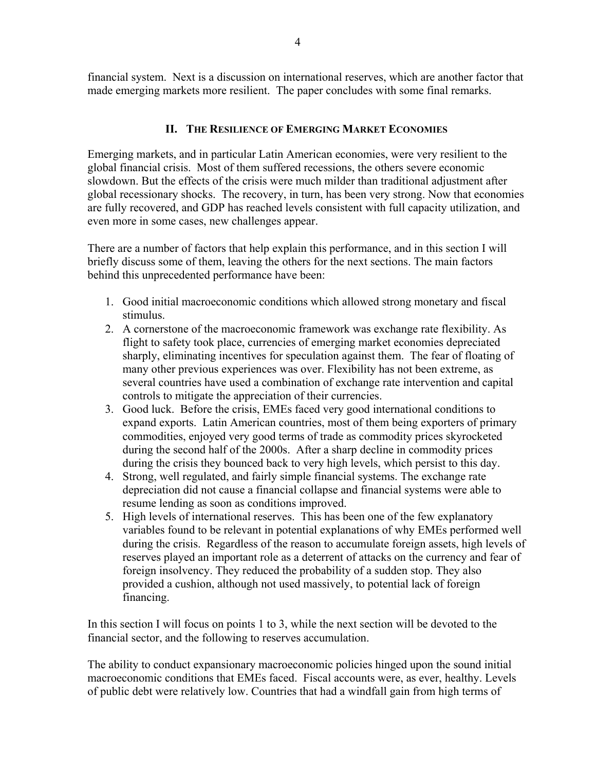financial system. Next is a discussion on international reserves, which are another factor that made emerging markets more resilient. The paper concludes with some final remarks.

## II. The Resilience of Emerging Market Economies

Emerging markets, and in particular Latin American economies, were very resilient to the global financial crisis. Most of them suffered recessions, the others severe economic slowdown. But the effects of the crisis were much milder than traditional adjustment after global recessionary shocks. The recovery, in turn, has been very strong. Now that economies are fully recovered, and GDP has reached levels consistent with full capacity utilization, and even more in some cases, new challenges appear.

There are a number of factors that help explain this performance, and in this section I will briefly discuss some of them, leaving the others for the next sections. The main factors behind this unprecedented performance have been:

1. Good initial macroeconomic conditions which allowed strong monetary and fiscal stimulus.
2. A cornerstone of the macroeconomic framework was exchange rate flexibility. As flight to safety took place, currencies of emerging market economies depreciated sharply, eliminating incentives for speculation against them. The fear of floating of many other previous experiences was over. Flexibility has not been extreme, as several countries have used a combination of exchange rate intervention and capital controls to mitigate the appreciation of their currencies.
3. Good luck. Before the crisis, EMEs faced very good international conditions to expand exports. Latin American countries, most of them being exporters of primary commodities, enjoyed very good terms of trade as commodity prices skyrocketed during the second half of the 2000s. After a sharp decline in commodity prices during the crisis they bounced back to very high levels, which persist to this day.
4. Strong, well regulated, and fairly simple financial systems. The exchange rate depreciation did not cause a financial collapse and financial systems were able to resume lending as soon as conditions improved.
5. High levels of international reserves. This has been one of the few explanatory variables found to be relevant in potential explanations of why EMEs performed well during the crisis. Regardless of the reason to accumulate foreign assets, high levels of reserves played an important role as a deterrent of attacks on the currency and fear of foreign insolvency. They reduced the probability of a sudden stop. They also provided a cushion, although not used massively, to potential lack of foreign financing.

In this section I will focus on points 1 to 3, while the next section will be devoted to the financial sector, and the following to reserves accumulation.

The ability to conduct expansionary macroeconomic policies hinged upon the sound initial macroeconomic conditions that EMEs faced. Fiscal accounts were, as ever, healthy. Levels of public debt were relatively low. Countries that had a windfall gain from high terms of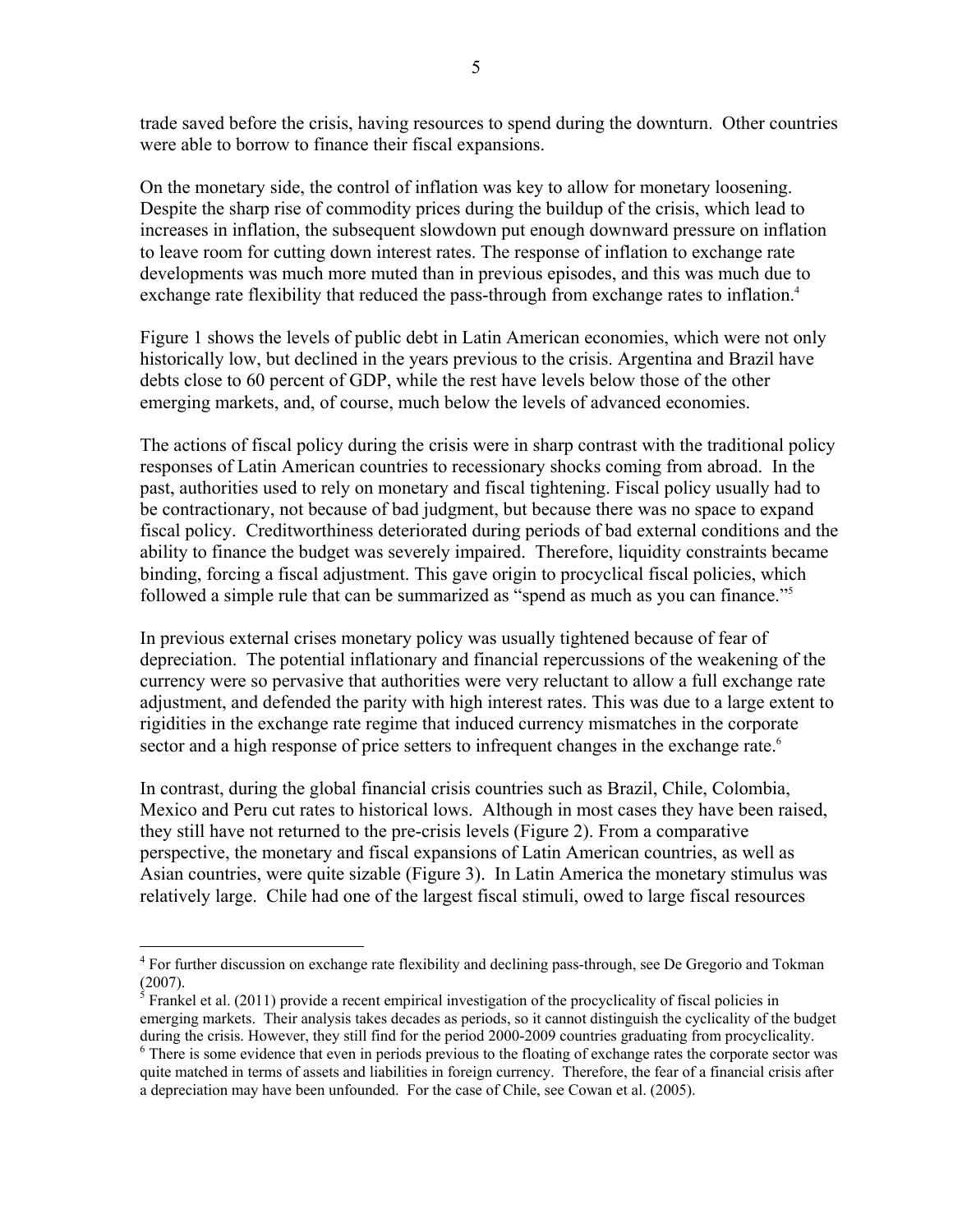trade saved before the crisis, having resources to spend during the downturn. Other countries were able to borrow to finance their fiscal expansions.

On the monetary side, the control of inflation was key to allow for monetary loosening. Despite the sharp rise of commodity prices during the buildup of the crisis, which lead to increases in inflation, the subsequent slowdown put enough downward pressure on inflation to leave room for cutting down interest rates. The response of inflation to exchange rate developments was much more muted than in previous episodes, and this was much due to exchange rate flexibility that reduced the pass-through from exchange rates to inflation.[4]

Figure 1 shows the levels of public debt in Latin American economies, which were not only historically low, but declined in the years previous to the crisis. Argentina and Brazil have debts close to 60 percent of GDP, while the rest have levels below those of the other emerging markets, and, of course, much below the levels of advanced economies.

The actions of fiscal policy during the crisis were in sharp contrast with the traditional policy responses of Latin American countries to recessionary shocks coming from abroad. In the past, authorities used to rely on monetary and fiscal tightening. Fiscal policy usually had to be contractionary, not because of bad judgment, but because there was no space to expand fiscal policy. Creditworthiness deteriorated during periods of bad external conditions and the ability to finance the budget was severely impaired. Therefore, liquidity constraints became binding, forcing a fiscal adjustment. This gave origin to procyclical fiscal policies, which followed a simple rule that can be summarized as "spend as much as you can finance."[5]

In previous external crises monetary policy was usually tightened because of fear of depreciation. The potential inflationary and financial repercussions of the weakening of the currency were so pervasive that authorities were very reluctant to allow a full exchange rate adjustment, and defended the parity with high interest rates. This was due to a large extent to rigidities in the exchange rate regime that induced currency mismatches in the corporate sector and a high response of price setters to infrequent changes in the exchange rate.[6]

In contrast, during the global financial crisis countries such as Brazil, Chile, Colombia, Mexico and Peru cut rates to historical lows. Although in most cases they have been raised, they still have not returned to the pre-crisis levels (Figure 2). From a comparative perspective, the monetary and fiscal expansions of Latin American countries, as well as Asian countries, were quite sizable (Figure 3). In Latin America the monetary stimulus was relatively large. Chile had one of the largest fiscal stimuli, owed to large fiscal resources

---

[4] For further discussion on exchange rate flexibility and declining pass-through, see De Gregorio and Tokman (2007).

[5] Frankel et al. (2011) provide a recent empirical investigation of the procyclicality of fiscal policies in emerging markets. Their analysis takes decades as periods, so it cannot distinguish the cyclicality of the budget during the crisis. However, they still find for the period 2000-2009 countries graduating from procyclicality.

[6] There is some evidence that even in periods previous to the floating of exchange rates the corporate sector was quite matched in terms of assets and liabilities in foreign currency. Therefore, the fear of a financial crisis after a depreciation may have been unfounded. For the case of Chile, see Cowan et al. (2005).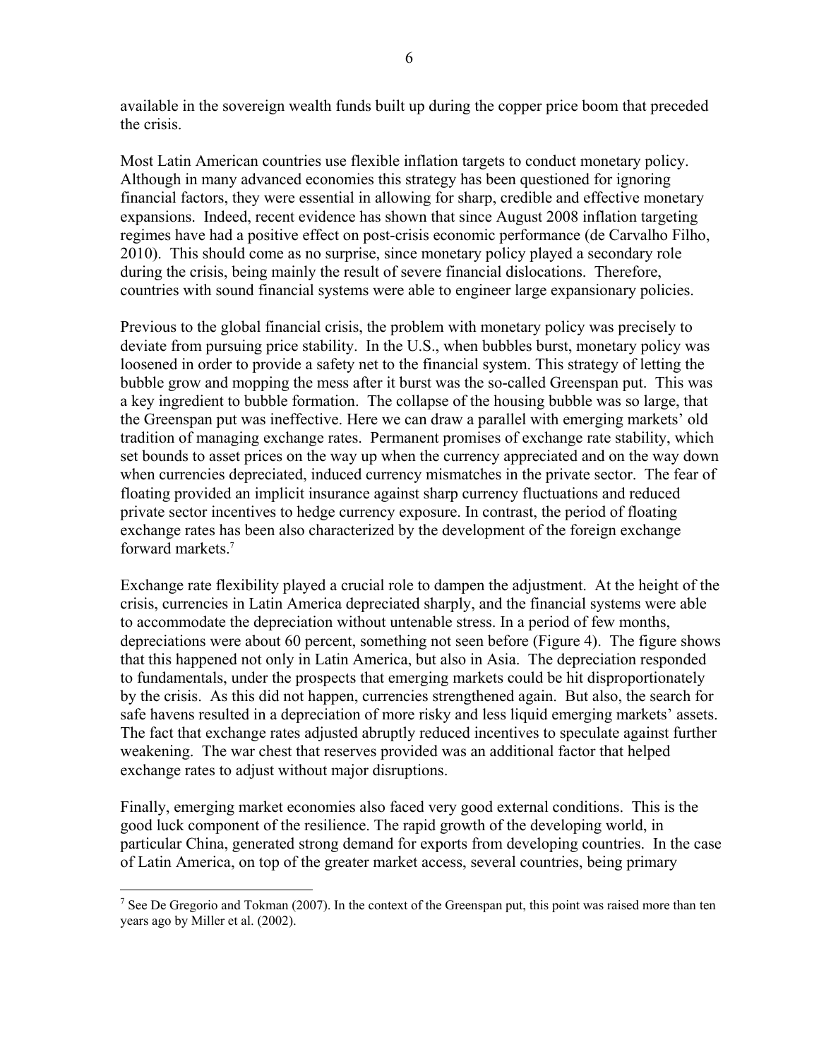available in the sovereign wealth funds built up during the copper price boom that preceded the crisis.

Most Latin American countries use flexible inflation targets to conduct monetary policy. Although in many advanced economies this strategy has been questioned for ignoring financial factors, they were essential in allowing for sharp, credible and effective monetary expansions. Indeed, recent evidence has shown that since August 2008 inflation targeting regimes have had a positive effect on post-crisis economic performance (de Carvalho Filho, 2010). This should come as no surprise, since monetary policy played a secondary role during the crisis, being mainly the result of severe financial dislocations. Therefore, countries with sound financial systems were able to engineer large expansionary policies.

Previous to the global financial crisis, the problem with monetary policy was precisely to deviate from pursuing price stability. In the U.S., when bubbles burst, monetary policy was loosened in order to provide a safety net to the financial system. This strategy of letting the bubble grow and mopping the mess after it burst was the so-called Greenspan put. This was a key ingredient to bubble formation. The collapse of the housing bubble was so large, that the Greenspan put was ineffective. Here we can draw a parallel with emerging markets' old tradition of managing exchange rates. Permanent promises of exchange rate stability, which set bounds to asset prices on the way up when the currency appreciated and on the way down when currencies depreciated, induced currency mismatches in the private sector. The fear of floating provided an implicit insurance against sharp currency fluctuations and reduced private sector incentives to hedge currency exposure. In contrast, the period of floating exchange rates has been also characterized by the development of the foreign exchange forward markets.[7]

Exchange rate flexibility played a crucial role to dampen the adjustment. At the height of the crisis, currencies in Latin America depreciated sharply, and the financial systems were able to accommodate the depreciation without untenable stress. In a period of few months, depreciations were about 60 percent, something not seen before (Figure 4). The figure shows that this happened not only in Latin America, but also in Asia. The depreciation responded to fundamentals, under the prospects that emerging markets could be hit disproportionately by the crisis. As this did not happen, currencies strengthened again. But also, the search for safe havens resulted in a depreciation of more risky and less liquid emerging markets' assets. The fact that exchange rates adjusted abruptly reduced incentives to speculate against further weakening. The war chest that reserves provided was an additional factor that helped exchange rates to adjust without major disruptions.

Finally, emerging market economies also faced very good external conditions. This is the good luck component of the resilience. The rapid growth of the developing world, in particular China, generated strong demand for exports from developing countries. In the case of Latin America, on top of the greater market access, several countries, being primary

[7] See De Gregorio and Tokman (2007). In the context of the Greenspan put, this point was raised more than ten years ago by Miller et al. (2002).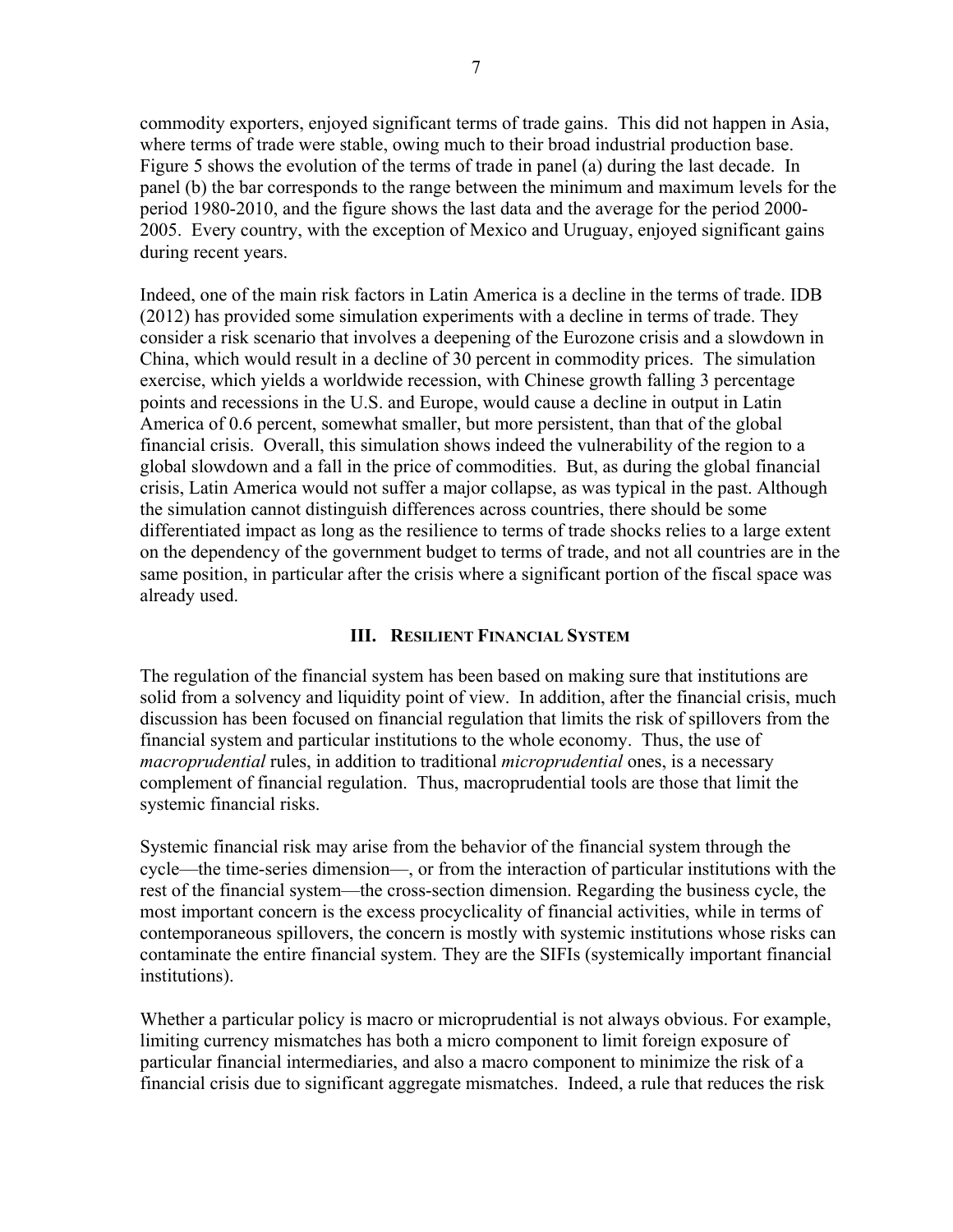commodity exporters, enjoyed significant terms of trade gains. This did not happen in Asia, where terms of trade were stable, owing much to their broad industrial production base. Figure 5 shows the evolution of the terms of trade in panel (a) during the last decade. In panel (b) the bar corresponds to the range between the minimum and maximum levels for the period 1980-2010, and the figure shows the last data and the average for the period 2000-2005. Every country, with the exception of Mexico and Uruguay, enjoyed significant gains during recent years.

Indeed, one of the main risk factors in Latin America is a decline in the terms of trade. IDB (2012) has provided some simulation experiments with a decline in terms of trade. They consider a risk scenario that involves a deepening of the Eurozone crisis and a slowdown in China, which would result in a decline of 30 percent in commodity prices. The simulation exercise, which yields a worldwide recession, with Chinese growth falling 3 percentage points and recessions in the U.S. and Europe, would cause a decline in output in Latin America of 0.6 percent, somewhat smaller, but more persistent, than that of the global financial crisis. Overall, this simulation shows indeed the vulnerability of the region to a global slowdown and a fall in the price of commodities. But, as during the global financial crisis, Latin America would not suffer a major collapse, as was typical in the past. Although the simulation cannot distinguish differences across countries, there should be some differentiated impact as long as the resilience to terms of trade shocks relies to a large extent on the dependency of the government budget to terms of trade, and not all countries are in the same position, in particular after the crisis where a significant portion of the fiscal space was already used.

## III. Resilient Financial System

The regulation of the financial system has been based on making sure that institutions are solid from a solvency and liquidity point of view. In addition, after the financial crisis, much discussion has been focused on financial regulation that limits the risk of spillovers from the financial system and particular institutions to the whole economy. Thus, the use of *macroprudential* rules, in addition to traditional *microprudential* ones, is a necessary complement of financial regulation. Thus, macroprudential tools are those that limit the systemic financial risks.

Systemic financial risk may arise from the behavior of the financial system through the cycle—the time-series dimension—, or from the interaction of particular institutions with the rest of the financial system—the cross-section dimension. Regarding the business cycle, the most important concern is the excess procyclicality of financial activities, while in terms of contemporaneous spillovers, the concern is mostly with systemic institutions whose risks can contaminate the entire financial system. They are the SIFIs (systemically important financial institutions).

Whether a particular policy is macro or microprudential is not always obvious. For example, limiting currency mismatches has both a micro component to limit foreign exposure of particular financial intermediaries, and also a macro component to minimize the risk of a financial crisis due to significant aggregate mismatches. Indeed, a rule that reduces the risk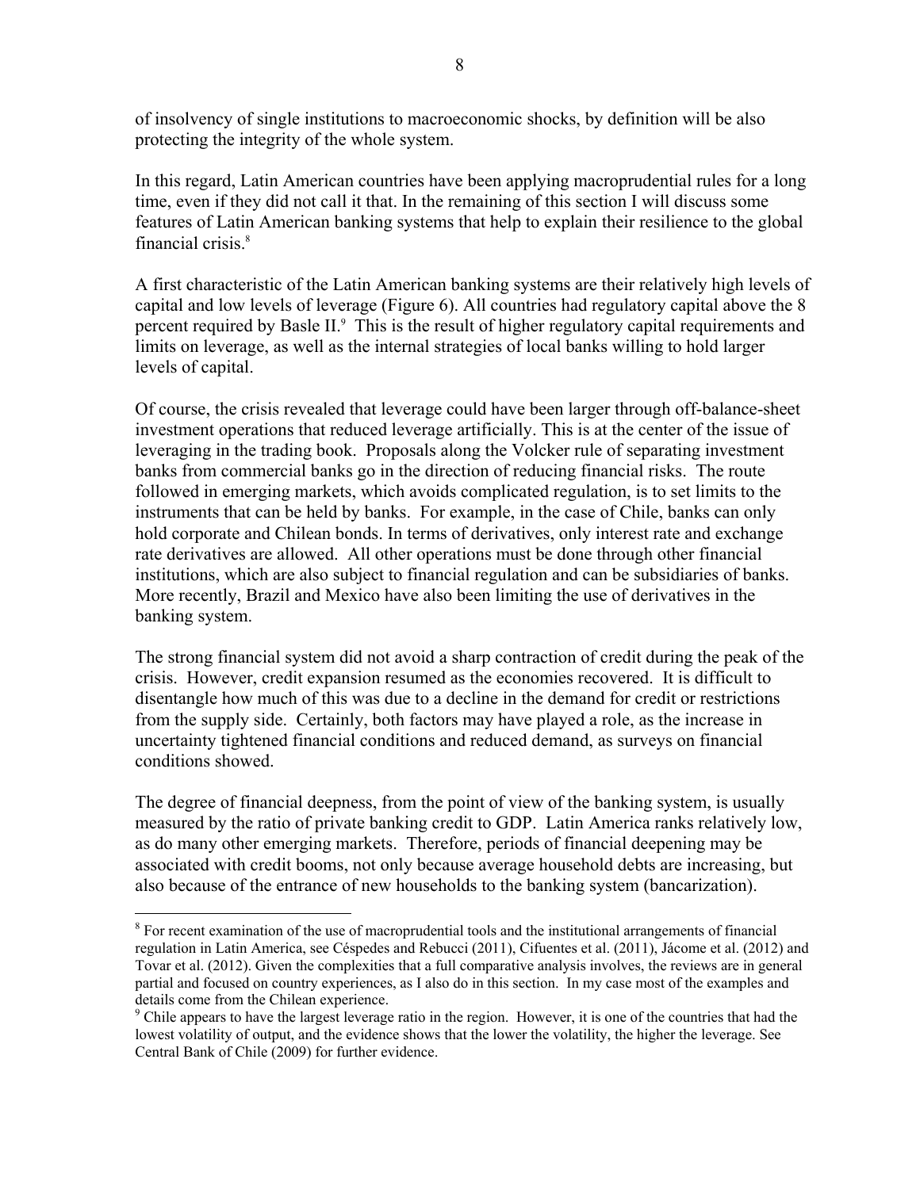of insolvency of single institutions to macroeconomic shocks, by definition will be also protecting the integrity of the whole system.

In this regard, Latin American countries have been applying macroprudential rules for a long time, even if they did not call it that. In the remaining of this section I will discuss some features of Latin American banking systems that help to explain their resilience to the global financial crisis.[8]

A first characteristic of the Latin American banking systems are their relatively high levels of capital and low levels of leverage (Figure 6). All countries had regulatory capital above the 8 percent required by Basle II.[9] This is the result of higher regulatory capital requirements and limits on leverage, as well as the internal strategies of local banks willing to hold larger levels of capital.

Of course, the crisis revealed that leverage could have been larger through off-balance-sheet investment operations that reduced leverage artificially. This is at the center of the issue of leveraging in the trading book. Proposals along the Volcker rule of separating investment banks from commercial banks go in the direction of reducing financial risks. The route followed in emerging markets, which avoids complicated regulation, is to set limits to the instruments that can be held by banks. For example, in the case of Chile, banks can only hold corporate and Chilean bonds. In terms of derivatives, only interest rate and exchange rate derivatives are allowed. All other operations must be done through other financial institutions, which are also subject to financial regulation and can be subsidiaries of banks. More recently, Brazil and Mexico have also been limiting the use of derivatives in the banking system.

The strong financial system did not avoid a sharp contraction of credit during the peak of the crisis. However, credit expansion resumed as the economies recovered. It is difficult to disentangle how much of this was due to a decline in the demand for credit or restrictions from the supply side. Certainly, both factors may have played a role, as the increase in uncertainty tightened financial conditions and reduced demand, as surveys on financial conditions showed.

The degree of financial deepness, from the point of view of the banking system, is usually measured by the ratio of private banking credit to GDP. Latin America ranks relatively low, as do many other emerging markets. Therefore, periods of financial deepening may be associated with credit booms, not only because average household debts are increasing, but also because of the entrance of new households to the banking system (bancarization).

---

[8] For recent examination of the use of macroprudential tools and the institutional arrangements of financial regulation in Latin America, see Céspedes and Rebucci (2011), Cifuentes et al. (2011), Jácome et al. (2012) and Tovar et al. (2012). Given the complexities that a full comparative analysis involves, the reviews are in general partial and focused on country experiences, as I also do in this section. In my case most of the examples and details come from the Chilean experience.

[9] Chile appears to have the largest leverage ratio in the region. However, it is one of the countries that had the lowest volatility of output, and the evidence shows that the lower the volatility, the higher the leverage. See Central Bank of Chile (2009) for further evidence.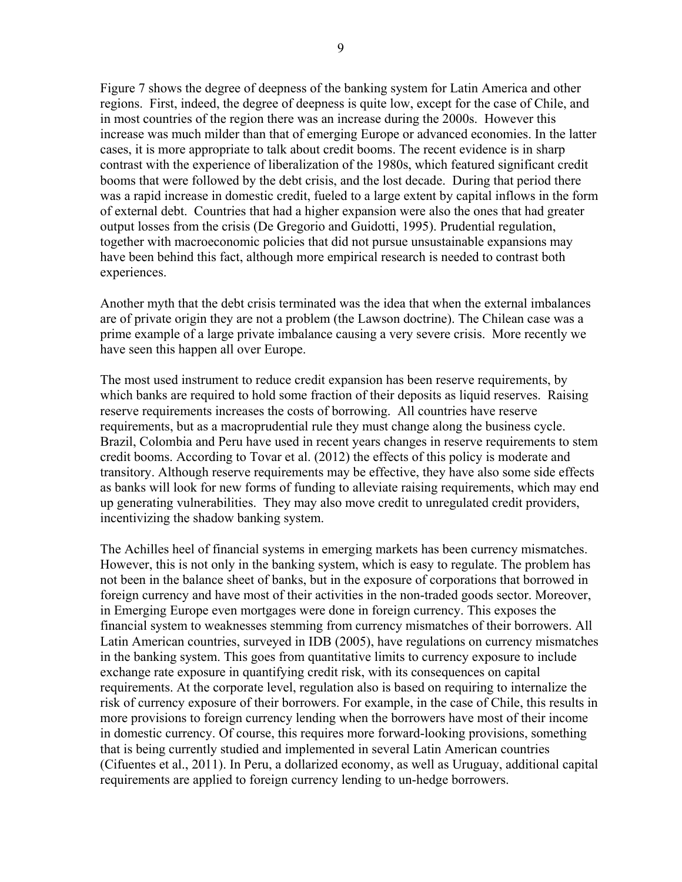Figure 7 shows the degree of deepness of the banking system for Latin America and other regions. First, indeed, the degree of deepness is quite low, except for the case of Chile, and in most countries of the region there was an increase during the 2000s. However this increase was much milder than that of emerging Europe or advanced economies. In the latter cases, it is more appropriate to talk about credit booms. The recent evidence is in sharp contrast with the experience of liberalization of the 1980s, which featured significant credit booms that were followed by the debt crisis, and the lost decade. During that period there was a rapid increase in domestic credit, fueled to a large extent by capital inflows in the form of external debt. Countries that had a higher expansion were also the ones that had greater output losses from the crisis (De Gregorio and Guidotti, 1995). Prudential regulation, together with macroeconomic policies that did not pursue unsustainable expansions may have been behind this fact, although more empirical research is needed to contrast both experiences.

Another myth that the debt crisis terminated was the idea that when the external imbalances are of private origin they are not a problem (the Lawson doctrine). The Chilean case was a prime example of a large private imbalance causing a very severe crisis. More recently we have seen this happen all over Europe.

The most used instrument to reduce credit expansion has been reserve requirements, by which banks are required to hold some fraction of their deposits as liquid reserves. Raising reserve requirements increases the costs of borrowing. All countries have reserve requirements, but as a macroprudential rule they must change along the business cycle. Brazil, Colombia and Peru have used in recent years changes in reserve requirements to stem credit booms. According to Tovar et al. (2012) the effects of this policy is moderate and transitory. Although reserve requirements may be effective, they have also some side effects as banks will look for new forms of funding to alleviate raising requirements, which may end up generating vulnerabilities. They may also move credit to unregulated credit providers, incentivizing the shadow banking system.

The Achilles heel of financial systems in emerging markets has been currency mismatches. However, this is not only in the banking system, which is easy to regulate. The problem has not been in the balance sheet of banks, but in the exposure of corporations that borrowed in foreign currency and have most of their activities in the non-traded goods sector. Moreover, in Emerging Europe even mortgages were done in foreign currency. This exposes the financial system to weaknesses stemming from currency mismatches of their borrowers. All Latin American countries, surveyed in IDB (2005), have regulations on currency mismatches in the banking system. This goes from quantitative limits to currency exposure to include exchange rate exposure in quantifying credit risk, with its consequences on capital requirements. At the corporate level, regulation also is based on requiring to internalize the risk of currency exposure of their borrowers. For example, in the case of Chile, this results in more provisions to foreign currency lending when the borrowers have most of their income in domestic currency. Of course, this requires more forward-looking provisions, something that is being currently studied and implemented in several Latin American countries (Cifuentes et al., 2011). In Peru, a dollarized economy, as well as Uruguay, additional capital requirements are applied to foreign currency lending to un-hedge borrowers.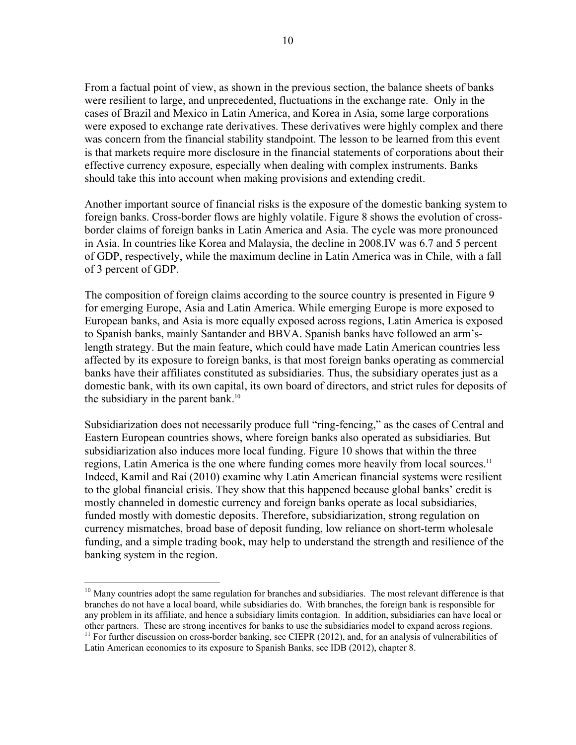From a factual point of view, as shown in the previous section, the balance sheets of banks were resilient to large, and unprecedented, fluctuations in the exchange rate. Only in the cases of Brazil and Mexico in Latin America, and Korea in Asia, some large corporations were exposed to exchange rate derivatives. These derivatives were highly complex and there was concern from the financial stability standpoint. The lesson to be learned from this event is that markets require more disclosure in the financial statements of corporations about their effective currency exposure, especially when dealing with complex instruments. Banks should take this into account when making provisions and extending credit.

Another important source of financial risks is the exposure of the domestic banking system to foreign banks. Cross-border flows are highly volatile. Figure 8 shows the evolution of cross-border claims of foreign banks in Latin America and Asia. The cycle was more pronounced in Asia. In countries like Korea and Malaysia, the decline in 2008.IV was 6.7 and 5 percent of GDP, respectively, while the maximum decline in Latin America was in Chile, with a fall of 3 percent of GDP.

The composition of foreign claims according to the source country is presented in Figure 9 for emerging Europe, Asia and Latin America. While emerging Europe is more exposed to European banks, and Asia is more equally exposed across regions, Latin America is exposed to Spanish banks, mainly Santander and BBVA. Spanish banks have followed an arm's-length strategy. But the main feature, which could have made Latin American countries less affected by its exposure to foreign banks, is that most foreign banks operating as commercial banks have their affiliates constituted as subsidiaries. Thus, the subsidiary operates just as a domestic bank, with its own capital, its own board of directors, and strict rules for deposits of the subsidiary in the parent bank.[10]

Subsidiarization does not necessarily produce full "ring-fencing," as the cases of Central and Eastern European countries shows, where foreign banks also operated as subsidiaries. But subsidiarization also induces more local funding. Figure 10 shows that within the three regions, Latin America is the one where funding comes more heavily from local sources.[11] Indeed, Kamil and Rai (2010) examine why Latin American financial systems were resilient to the global financial crisis. They show that this happened because global banks' credit is mostly channeled in domestic currency and foreign banks operate as local subsidiaries, funded mostly with domestic deposits. Therefore, subsidiarization, strong regulation on currency mismatches, broad base of deposit funding, low reliance on short-term wholesale funding, and a simple trading book, may help to understand the strength and resilience of the banking system in the region.

---

[10] Many countries adopt the same regulation for branches and subsidiaries. The most relevant difference is that branches do not have a local board, while subsidiaries do. With branches, the foreign bank is responsible for any problem in its affiliate, and hence a subsidiary limits contagion. In addition, subsidiaries can have local or other partners. These are strong incentives for banks to use the subsidiaries model to expand across regions.

[11] For further discussion on cross-border banking, see CIEPR (2012), and, for an analysis of vulnerabilities of Latin American economies to its exposure to Spanish Banks, see IDB (2012), chapter 8.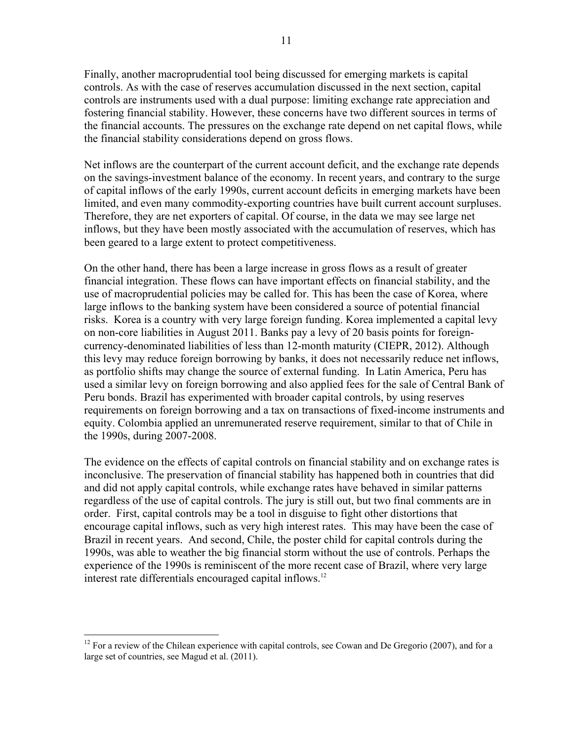Finally, another macroprudential tool being discussed for emerging markets is capital controls. As with the case of reserves accumulation discussed in the next section, capital controls are instruments used with a dual purpose: limiting exchange rate appreciation and fostering financial stability. However, these concerns have two different sources in terms of the financial accounts. The pressures on the exchange rate depend on net capital flows, while the financial stability considerations depend on gross flows.

Net inflows are the counterpart of the current account deficit, and the exchange rate depends on the savings-investment balance of the economy. In recent years, and contrary to the surge of capital inflows of the early 1990s, current account deficits in emerging markets have been limited, and even many commodity-exporting countries have built current account surpluses. Therefore, they are net exporters of capital. Of course, in the data we may see large net inflows, but they have been mostly associated with the accumulation of reserves, which has been geared to a large extent to protect competitiveness.

On the other hand, there has been a large increase in gross flows as a result of greater financial integration. These flows can have important effects on financial stability, and the use of macroprudential policies may be called for. This has been the case of Korea, where large inflows to the banking system have been considered a source of potential financial risks. Korea is a country with very large foreign funding. Korea implemented a capital levy on non-core liabilities in August 2011. Banks pay a levy of 20 basis points for foreign-currency-denominated liabilities of less than 12-month maturity (CIEPR, 2012). Although this levy may reduce foreign borrowing by banks, it does not necessarily reduce net inflows, as portfolio shifts may change the source of external funding. In Latin America, Peru has used a similar levy on foreign borrowing and also applied fees for the sale of Central Bank of Peru bonds. Brazil has experimented with broader capital controls, by using reserves requirements on foreign borrowing and a tax on transactions of fixed-income instruments and equity. Colombia applied an unremunerated reserve requirement, similar to that of Chile in the 1990s, during 2007-2008.

The evidence on the effects of capital controls on financial stability and on exchange rates is inconclusive. The preservation of financial stability has happened both in countries that did and did not apply capital controls, while exchange rates have behaved in similar patterns regardless of the use of capital controls. The jury is still out, but two final comments are in order. First, capital controls may be a tool in disguise to fight other distortions that encourage capital inflows, such as very high interest rates. This may have been the case of Brazil in recent years. And second, Chile, the poster child for capital controls during the 1990s, was able to weather the big financial storm without the use of controls. Perhaps the experience of the 1990s is reminiscent of the more recent case of Brazil, where very large interest rate differentials encouraged capital inflows.[12]

[12] For a review of the Chilean experience with capital controls, see Cowan and De Gregorio (2007), and for a large set of countries, see Magud et al. (2011).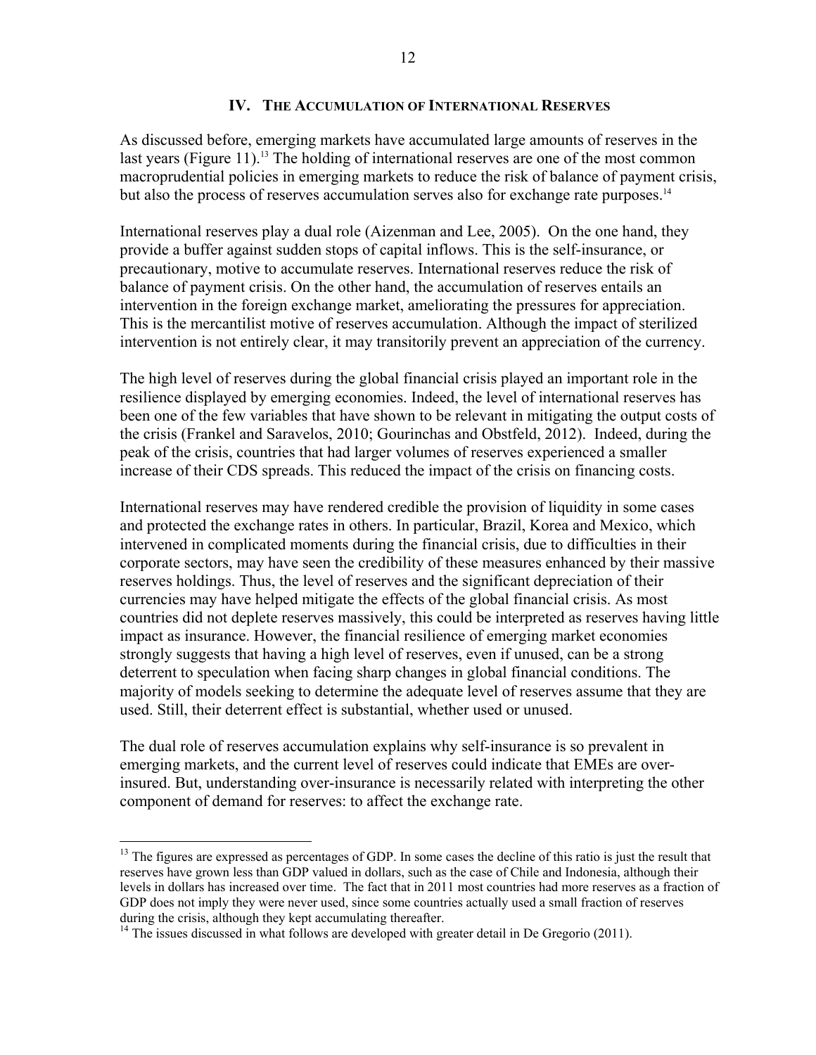## IV. The Accumulation of International Reserves

As discussed before, emerging markets have accumulated large amounts of reserves in the last years (Figure 11).[13] The holding of international reserves are one of the most common macroprudential policies in emerging markets to reduce the risk of balance of payment crisis, but also the process of reserves accumulation serves also for exchange rate purposes.[14]

International reserves play a dual role (Aizenman and Lee, 2005). On the one hand, they provide a buffer against sudden stops of capital inflows. This is the self-insurance, or precautionary, motive to accumulate reserves. International reserves reduce the risk of balance of payment crisis. On the other hand, the accumulation of reserves entails an intervention in the foreign exchange market, ameliorating the pressures for appreciation. This is the mercantilist motive of reserves accumulation. Although the impact of sterilized intervention is not entirely clear, it may transitorily prevent an appreciation of the currency.

The high level of reserves during the global financial crisis played an important role in the resilience displayed by emerging economies. Indeed, the level of international reserves has been one of the few variables that have shown to be relevant in mitigating the output costs of the crisis (Frankel and Saravelos, 2010; Gourinchas and Obstfeld, 2012). Indeed, during the peak of the crisis, countries that had larger volumes of reserves experienced a smaller increase of their CDS spreads. This reduced the impact of the crisis on financing costs.

International reserves may have rendered credible the provision of liquidity in some cases and protected the exchange rates in others. In particular, Brazil, Korea and Mexico, which intervened in complicated moments during the financial crisis, due to difficulties in their corporate sectors, may have seen the credibility of these measures enhanced by their massive reserves holdings. Thus, the level of reserves and the significant depreciation of their currencies may have helped mitigate the effects of the global financial crisis. As most countries did not deplete reserves massively, this could be interpreted as reserves having little impact as insurance. However, the financial resilience of emerging market economies strongly suggests that having a high level of reserves, even if unused, can be a strong deterrent to speculation when facing sharp changes in global financial conditions. The majority of models seeking to determine the adequate level of reserves assume that they are used. Still, their deterrent effect is substantial, whether used or unused.

The dual role of reserves accumulation explains why self-insurance is so prevalent in emerging markets, and the current level of reserves could indicate that EMEs are over-insured. But, understanding over-insurance is necessarily related with interpreting the other component of demand for reserves: to affect the exchange rate.

---

[13] The figures are expressed as percentages of GDP. In some cases the decline of this ratio is just the result that reserves have grown less than GDP valued in dollars, such as the case of Chile and Indonesia, although their levels in dollars has increased over time. The fact that in 2011 most countries had more reserves as a fraction of GDP does not imply they were never used, since some countries actually used a small fraction of reserves during the crisis, although they kept accumulating thereafter.

[14] The issues discussed in what follows are developed with greater detail in De Gregorio (2011).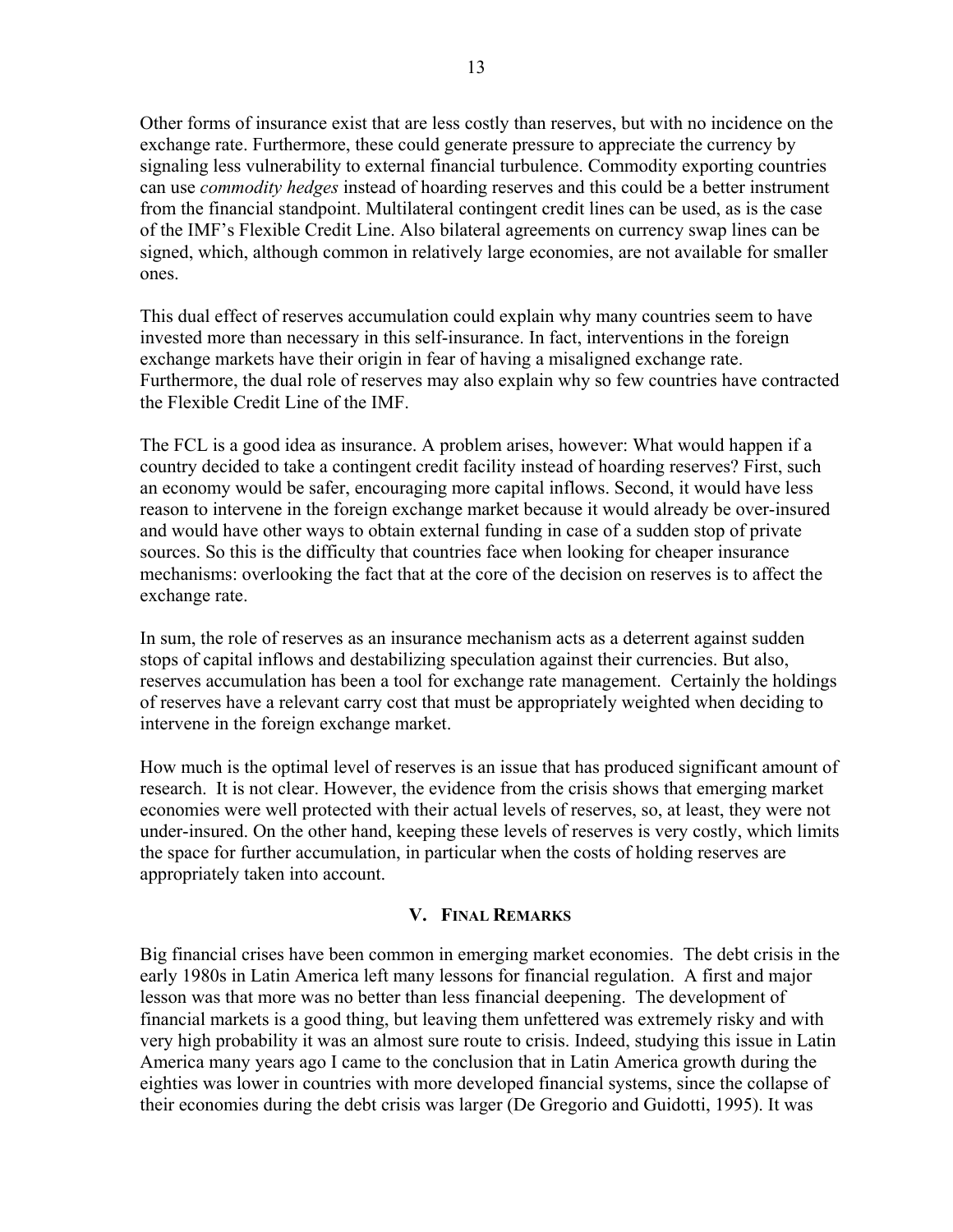Other forms of insurance exist that are less costly than reserves, but with no incidence on the exchange rate. Furthermore, these could generate pressure to appreciate the currency by signaling less vulnerability to external financial turbulence. Commodity exporting countries can use *commodity hedges* instead of hoarding reserves and this could be a better instrument from the financial standpoint. Multilateral contingent credit lines can be used, as is the case of the IMF's Flexible Credit Line. Also bilateral agreements on currency swap lines can be signed, which, although common in relatively large economies, are not available for smaller ones.

This dual effect of reserves accumulation could explain why many countries seem to have invested more than necessary in this self-insurance. In fact, interventions in the foreign exchange markets have their origin in fear of having a misaligned exchange rate. Furthermore, the dual role of reserves may also explain why so few countries have contracted the Flexible Credit Line of the IMF.

The FCL is a good idea as insurance. A problem arises, however: What would happen if a country decided to take a contingent credit facility instead of hoarding reserves? First, such an economy would be safer, encouraging more capital inflows. Second, it would have less reason to intervene in the foreign exchange market because it would already be over-insured and would have other ways to obtain external funding in case of a sudden stop of private sources. So this is the difficulty that countries face when looking for cheaper insurance mechanisms: overlooking the fact that at the core of the decision on reserves is to affect the exchange rate.

In sum, the role of reserves as an insurance mechanism acts as a deterrent against sudden stops of capital inflows and destabilizing speculation against their currencies. But also, reserves accumulation has been a tool for exchange rate management. Certainly the holdings of reserves have a relevant carry cost that must be appropriately weighted when deciding to intervene in the foreign exchange market.

How much is the optimal level of reserves is an issue that has produced significant amount of research. It is not clear. However, the evidence from the crisis shows that emerging market economies were well protected with their actual levels of reserves, so, at least, they were not under-insured. On the other hand, keeping these levels of reserves is very costly, which limits the space for further accumulation, in particular when the costs of holding reserves are appropriately taken into account.

## V. Final Remarks

Big financial crises have been common in emerging market economies. The debt crisis in the early 1980s in Latin America left many lessons for financial regulation. A first and major lesson was that more was no better than less financial deepening. The development of financial markets is a good thing, but leaving them unfettered was extremely risky and with very high probability it was an almost sure route to crisis. Indeed, studying this issue in Latin America many years ago I came to the conclusion that in Latin America growth during the eighties was lower in countries with more developed financial systems, since the collapse of their economies during the debt crisis was larger (De Gregorio and Guidotti, 1995). It was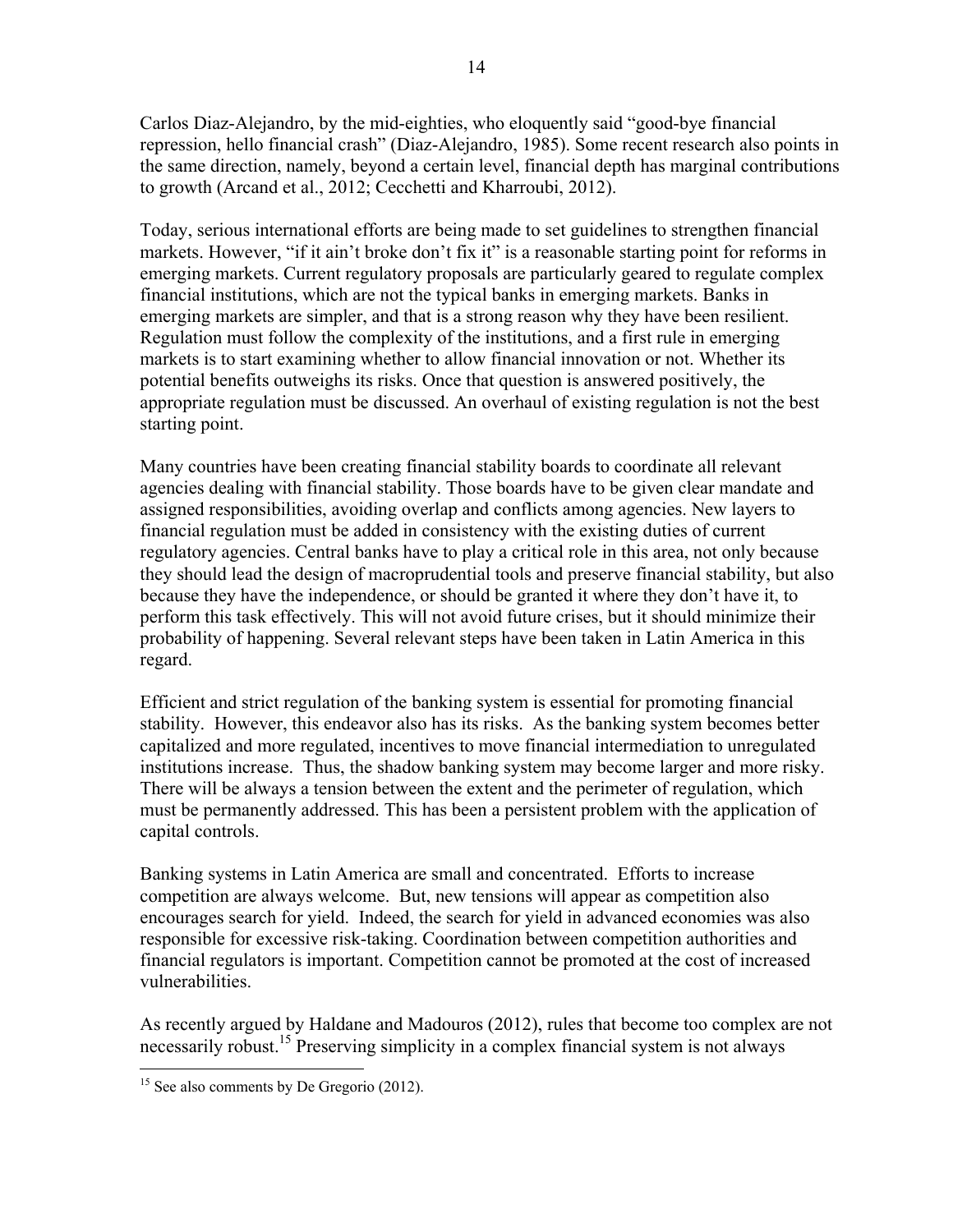Carlos Diaz-Alejandro, by the mid-eighties, who eloquently said "good-bye financial repression, hello financial crash" (Diaz-Alejandro, 1985). Some recent research also points in the same direction, namely, beyond a certain level, financial depth has marginal contributions to growth (Arcand et al., 2012; Cecchetti and Kharroubi, 2012).

Today, serious international efforts are being made to set guidelines to strengthen financial markets. However, "if it ain't broke don't fix it" is a reasonable starting point for reforms in emerging markets. Current regulatory proposals are particularly geared to regulate complex financial institutions, which are not the typical banks in emerging markets. Banks in emerging markets are simpler, and that is a strong reason why they have been resilient. Regulation must follow the complexity of the institutions, and a first rule in emerging markets is to start examining whether to allow financial innovation or not. Whether its potential benefits outweighs its risks. Once that question is answered positively, the appropriate regulation must be discussed. An overhaul of existing regulation is not the best starting point.

Many countries have been creating financial stability boards to coordinate all relevant agencies dealing with financial stability. Those boards have to be given clear mandate and assigned responsibilities, avoiding overlap and conflicts among agencies. New layers to financial regulation must be added in consistency with the existing duties of current regulatory agencies. Central banks have to play a critical role in this area, not only because they should lead the design of macroprudential tools and preserve financial stability, but also because they have the independence, or should be granted it where they don't have it, to perform this task effectively. This will not avoid future crises, but it should minimize their probability of happening. Several relevant steps have been taken in Latin America in this regard.

Efficient and strict regulation of the banking system is essential for promoting financial stability. However, this endeavor also has its risks. As the banking system becomes better capitalized and more regulated, incentives to move financial intermediation to unregulated institutions increase. Thus, the shadow banking system may become larger and more risky. There will be always a tension between the extent and the perimeter of regulation, which must be permanently addressed. This has been a persistent problem with the application of capital controls.

Banking systems in Latin America are small and concentrated. Efforts to increase competition are always welcome. But, new tensions will appear as competition also encourages search for yield. Indeed, the search for yield in advanced economies was also responsible for excessive risk-taking. Coordination between competition authorities and financial regulators is important. Competition cannot be promoted at the cost of increased vulnerabilities.

As recently argued by Haldane and Madouros (2012), rules that become too complex are not necessarily robust.[15] Preserving simplicity in a complex financial system is not always

---

[15] See also comments by De Gregorio (2012).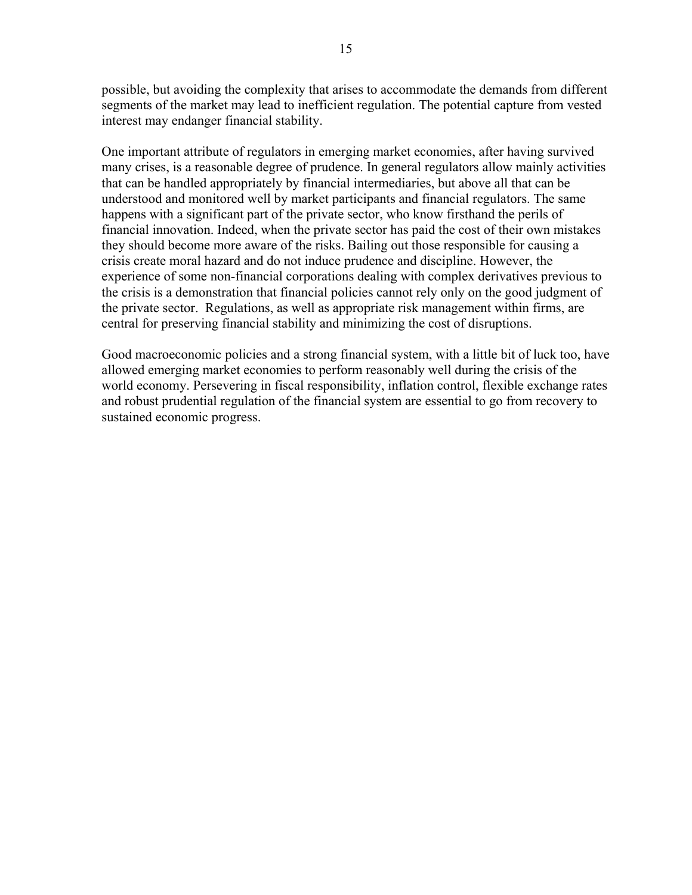possible, but avoiding the complexity that arises to accommodate the demands from different segments of the market may lead to inefficient regulation. The potential capture from vested interest may endanger financial stability.

One important attribute of regulators in emerging market economies, after having survived many crises, is a reasonable degree of prudence. In general regulators allow mainly activities that can be handled appropriately by financial intermediaries, but above all that can be understood and monitored well by market participants and financial regulators. The same happens with a significant part of the private sector, who know firsthand the perils of financial innovation. Indeed, when the private sector has paid the cost of their own mistakes they should become more aware of the risks. Bailing out those responsible for causing a crisis create moral hazard and do not induce prudence and discipline. However, the experience of some non-financial corporations dealing with complex derivatives previous to the crisis is a demonstration that financial policies cannot rely only on the good judgment of the private sector. Regulations, as well as appropriate risk management within firms, are central for preserving financial stability and minimizing the cost of disruptions.

Good macroeconomic policies and a strong financial system, with a little bit of luck too, have allowed emerging market economies to perform reasonably well during the crisis of the world economy. Persevering in fiscal responsibility, inflation control, flexible exchange rates and robust prudential regulation of the financial system are essential to go from recovery to sustained economic progress.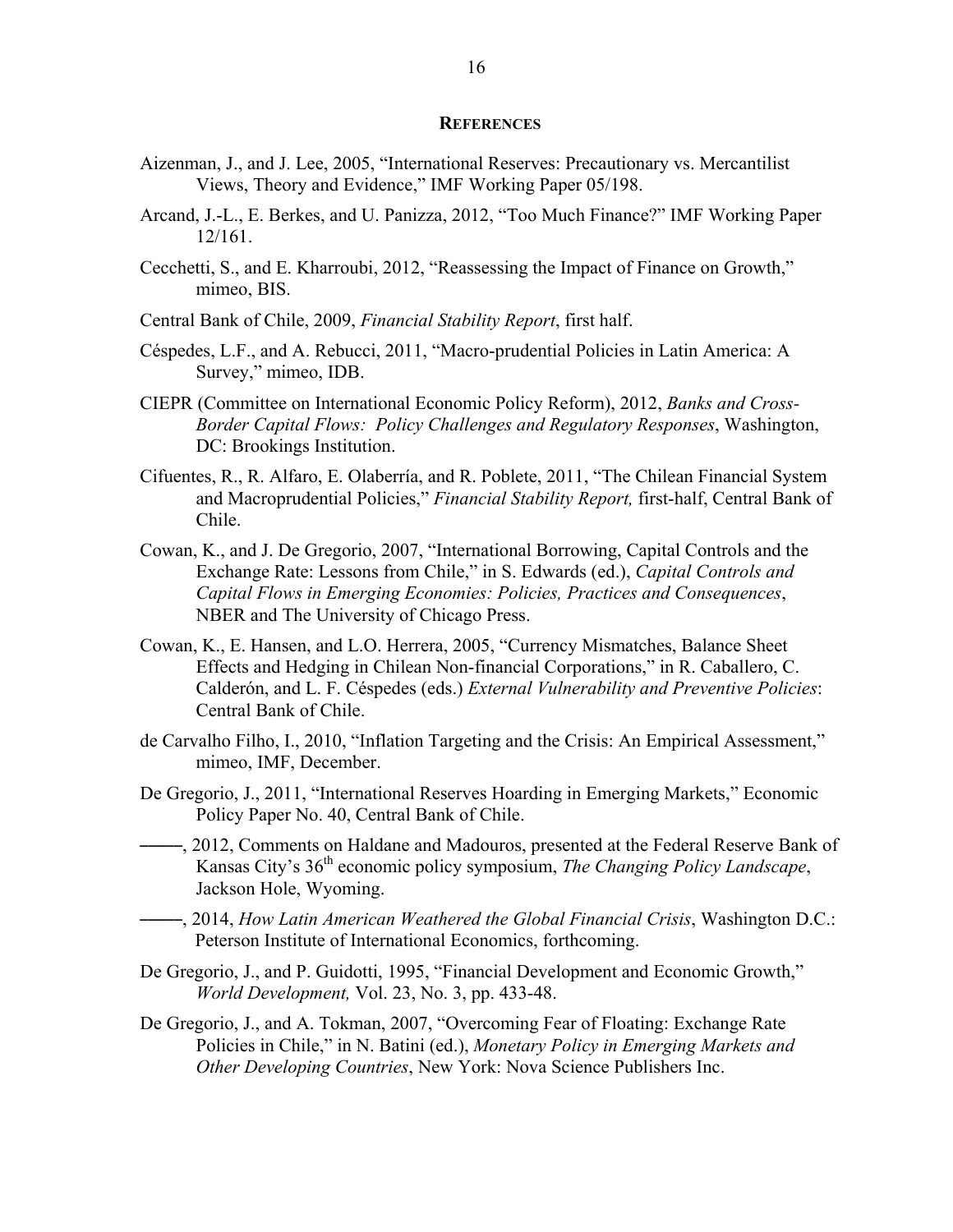## REFERENCES

Aizenman, J., and J. Lee, 2005, "International Reserves: Precautionary vs. Mercantilist Views, Theory and Evidence," IMF Working Paper 05/198.

Arcand, J.-L., E. Berkes, and U. Panizza, 2012, "Too Much Finance?" IMF Working Paper 12/161.

Cecchetti, S., and E. Kharroubi, 2012, "Reassessing the Impact of Finance on Growth," mimeo, BIS.

Central Bank of Chile, 2009, *Financial Stability Report*, first half.

Céspedes, L.F., and A. Rebucci, 2011, "Macro-prudential Policies in Latin America: A Survey," mimeo, IDB.

CIEPR (Committee on International Economic Policy Reform), 2012, *Banks and Cross-Border Capital Flows: Policy Challenges and Regulatory Responses*, Washington, DC: Brookings Institution.

Cifuentes, R., R. Alfaro, E. Olaberría, and R. Poblete, 2011, "The Chilean Financial System and Macroprudential Policies," *Financial Stability Report,* first-half, Central Bank of Chile.

Cowan, K., and J. De Gregorio, 2007, "International Borrowing, Capital Controls and the Exchange Rate: Lessons from Chile," in S. Edwards (ed.), *Capital Controls and Capital Flows in Emerging Economies: Policies, Practices and Consequences*, NBER and The University of Chicago Press.

Cowan, K., E. Hansen, and L.O. Herrera, 2005, "Currency Mismatches, Balance Sheet Effects and Hedging in Chilean Non-financial Corporations," in R. Caballero, C. Calderón, and L. F. Céspedes (eds.) *External Vulnerability and Preventive Policies*: Central Bank of Chile.

de Carvalho Filho, I., 2010, "Inflation Targeting and the Crisis: An Empirical Assessment," mimeo, IMF, December.

De Gregorio, J., 2011, "International Reserves Hoarding in Emerging Markets," Economic Policy Paper No. 40, Central Bank of Chile.

———, 2012, Comments on Haldane and Madouros, presented at the Federal Reserve Bank of Kansas City's 36th economic policy symposium, *The Changing Policy Landscape*, Jackson Hole, Wyoming.

———, 2014, *How Latin American Weathered the Global Financial Crisis*, Washington D.C.: Peterson Institute of International Economics, forthcoming.

De Gregorio, J., and P. Guidotti, 1995, "Financial Development and Economic Growth," *World Development,* Vol. 23, No. 3, pp. 433-48.

De Gregorio, J., and A. Tokman, 2007, "Overcoming Fear of Floating: Exchange Rate Policies in Chile," in N. Batini (ed.), *Monetary Policy in Emerging Markets and Other Developing Countries*, New York: Nova Science Publishers Inc.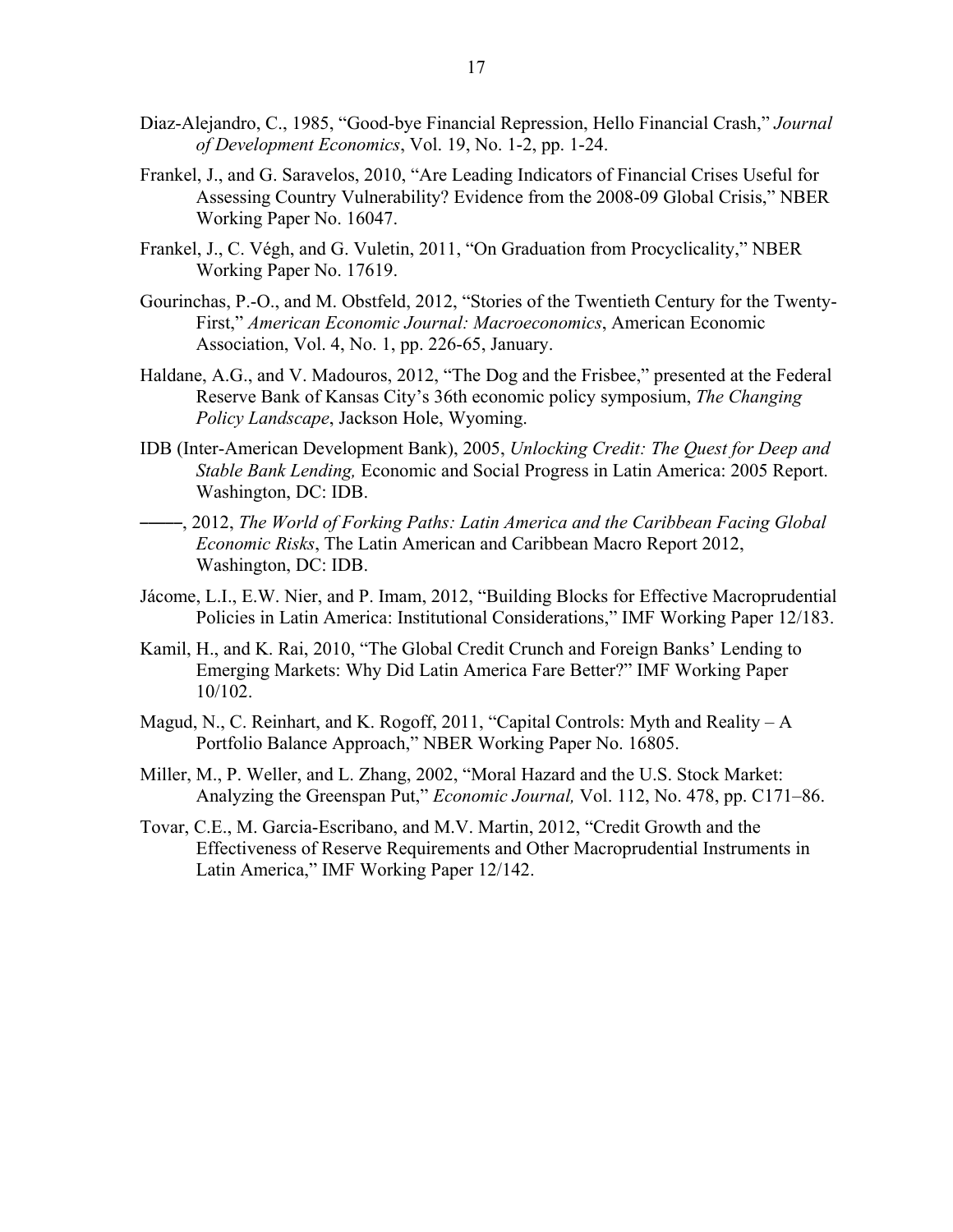Diaz-Alejandro, C., 1985, "Good-bye Financial Repression, Hello Financial Crash," *Journal of Development Economics*, Vol. 19, No. 1-2, pp. 1-24.

Frankel, J., and G. Saravelos, 2010, "Are Leading Indicators of Financial Crises Useful for Assessing Country Vulnerability? Evidence from the 2008-09 Global Crisis," NBER Working Paper No. 16047.

Frankel, J., C. Végh, and G. Vuletin, 2011, "On Graduation from Procyclicality," NBER Working Paper No. 17619.

Gourinchas, P.-O., and M. Obstfeld, 2012, "Stories of the Twentieth Century for the Twenty-First," *American Economic Journal: Macroeconomics*, American Economic Association, Vol. 4, No. 1, pp. 226-65, January.

Haldane, A.G., and V. Madouros, 2012, "The Dog and the Frisbee," presented at the Federal Reserve Bank of Kansas City's 36th economic policy symposium, *The Changing Policy Landscape*, Jackson Hole, Wyoming.

IDB (Inter-American Development Bank), 2005, *Unlocking Credit: The Quest for Deep and Stable Bank Lending,* Economic and Social Progress in Latin America: 2005 Report. Washington, DC: IDB.

———, 2012, *The World of Forking Paths: Latin America and the Caribbean Facing Global Economic Risks*, The Latin American and Caribbean Macro Report 2012, Washington, DC: IDB.

Jácome, L.I., E.W. Nier, and P. Imam, 2012, "Building Blocks for Effective Macroprudential Policies in Latin America: Institutional Considerations," IMF Working Paper 12/183.

Kamil, H., and K. Rai, 2010, "The Global Credit Crunch and Foreign Banks' Lending to Emerging Markets: Why Did Latin America Fare Better?" IMF Working Paper 10/102.

Magud, N., C. Reinhart, and K. Rogoff, 2011, "Capital Controls: Myth and Reality – A Portfolio Balance Approach," NBER Working Paper No. 16805.

Miller, M., P. Weller, and L. Zhang, 2002, "Moral Hazard and the U.S. Stock Market: Analyzing the Greenspan Put," *Economic Journal,* Vol. 112, No. 478, pp. C171–86.

Tovar, C.E., M. Garcia-Escribano, and M.V. Martin, 2012, "Credit Growth and the Effectiveness of Reserve Requirements and Other Macroprudential Instruments in Latin America," IMF Working Paper 12/142.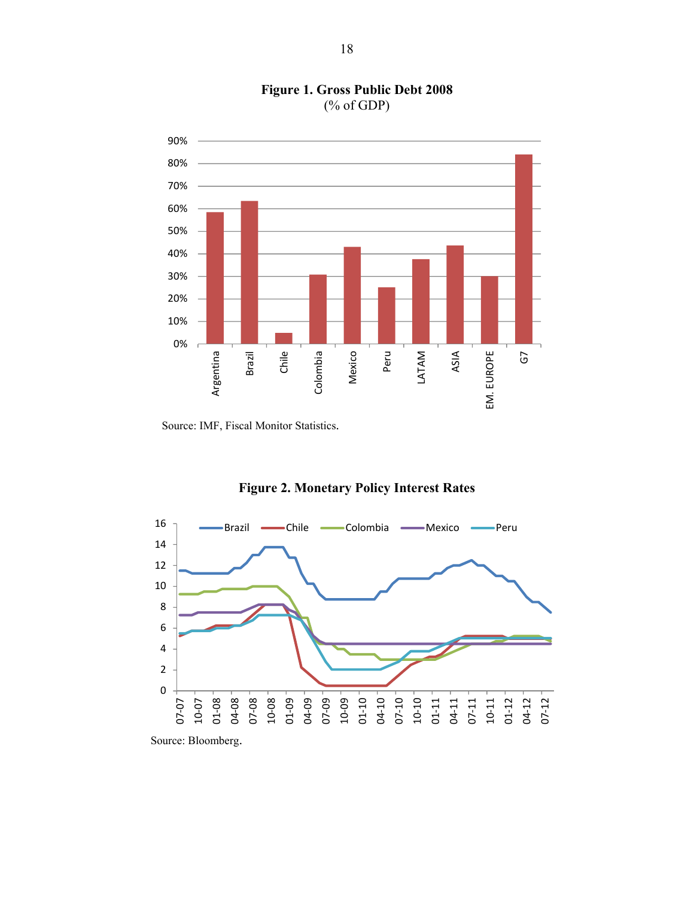**Figure 1. Gross Public Debt 2008**
(% of GDP)

Source: IMF, Fiscal Monitor Statistics.

**Figure 2. Monetary Policy Interest Rates**

Source: Bloomberg.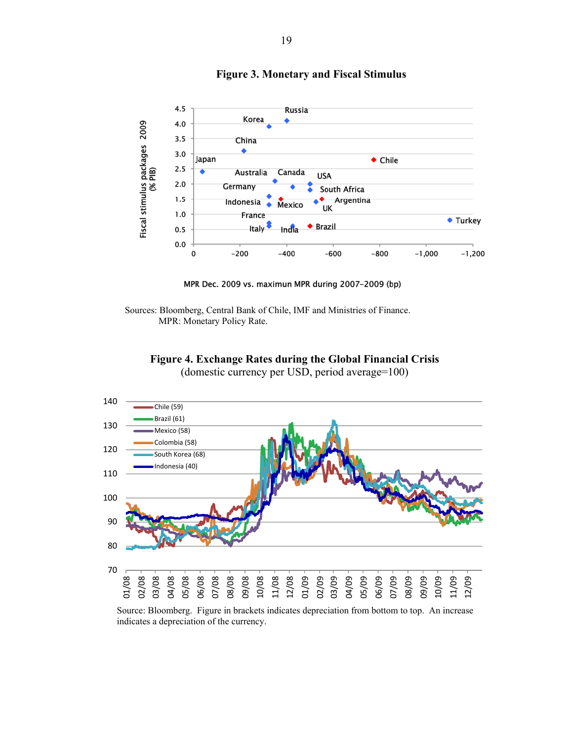**Figure 3. Monetary and Fiscal Stimulus**

Sources: Bloomberg, Central Bank of Chile, IMF and Ministries of Finance.
MPR: Monetary Policy Rate.

**Figure 4. Exchange Rates during the Global Financial Crisis**
(domestic currency per USD, period average=100)

Source: Bloomberg. Figure in brackets indicates depreciation from bottom to top. An increase indicates a depreciation of the currency.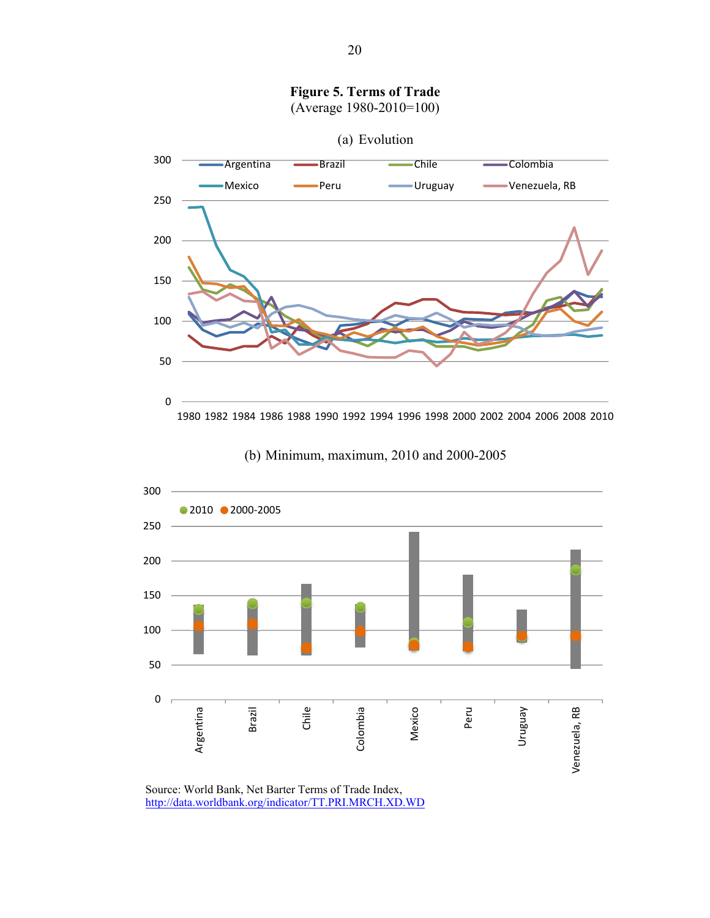**Figure 5. Terms of Trade**
(Average 1980-2010=100)

(a) Evolution

(b) Minimum, maximum, 2010 and 2000-2005

Source: World Bank, Net Barter Terms of Trade Index, http://data.worldbank.org/indicator/TT.PRI.MRCH.XD.WD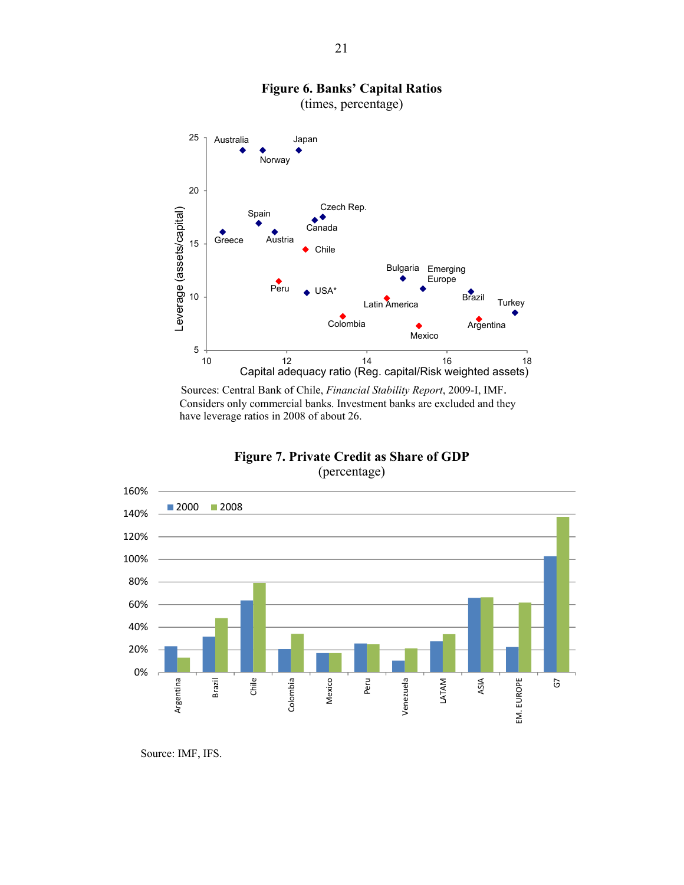**Figure 6. Banks' Capital Ratios**
(times, percentage)

Sources: Central Bank of Chile, *Financial Stability Report*, 2009-I, IMF.
Considers only commercial banks. Investment banks are excluded and they have leverage ratios in 2008 of about 26.

**Figure 7. Private Credit as Share of GDP**
(percentage)

Source: IMF, IFS.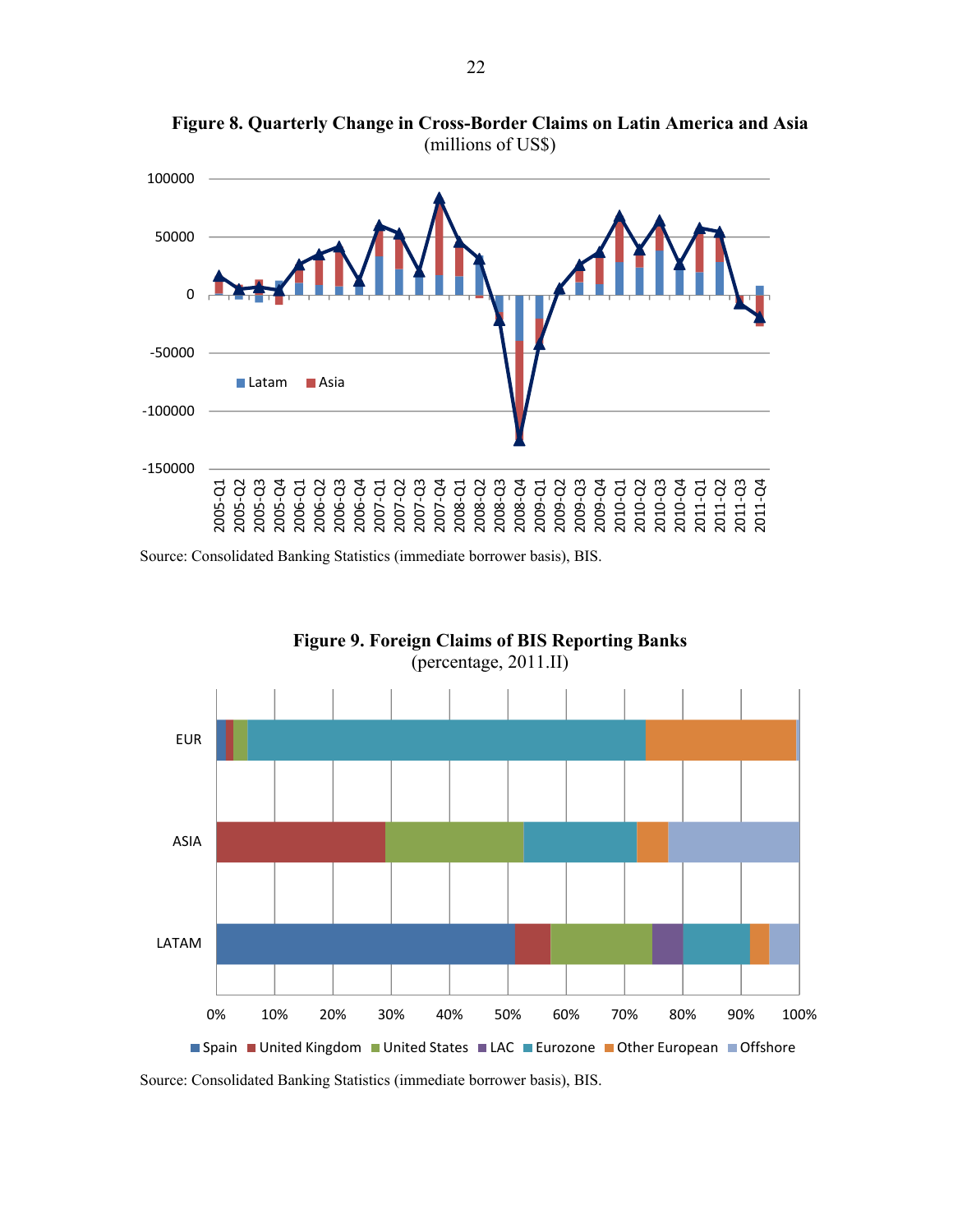**Figure 8. Quarterly Change in Cross-Border Claims on Latin America and Asia**
(millions of US$)

Source: Consolidated Banking Statistics (immediate borrower basis), BIS.

**Figure 9. Foreign Claims of BIS Reporting Banks**
(percentage, 2011.II)

Source: Consolidated Banking Statistics (immediate borrower basis), BIS.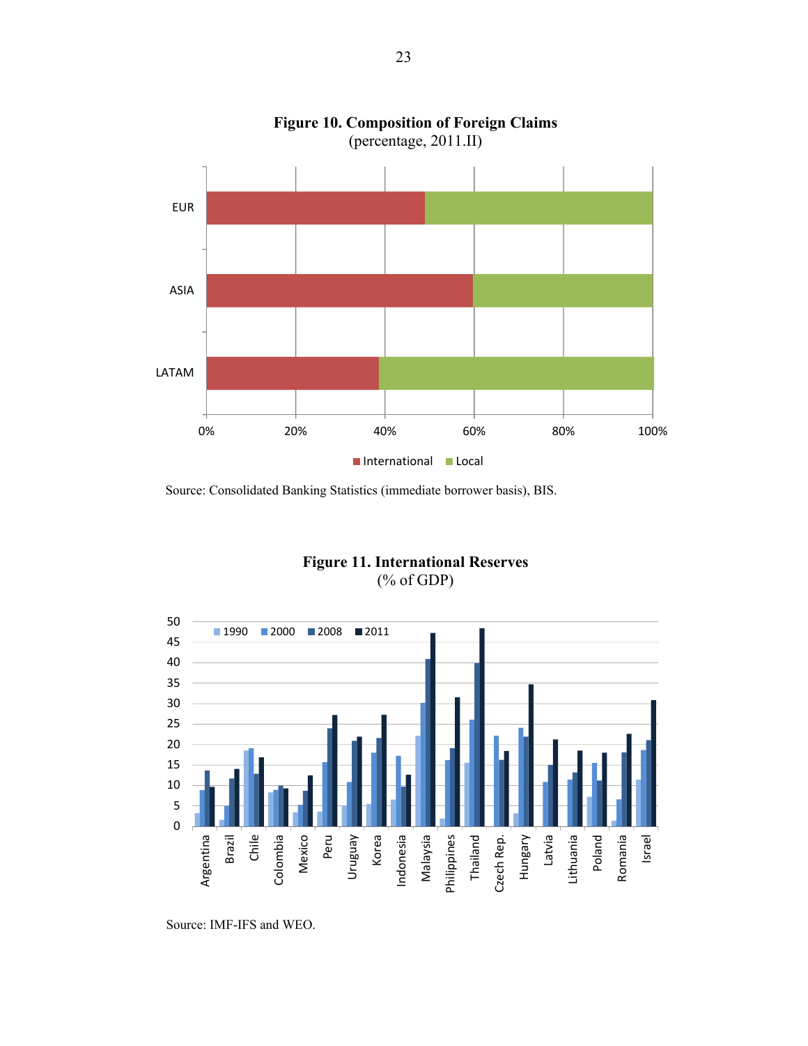**Figure 10. Composition of Foreign Claims**
(percentage, 2011.II)

EUR

ASIA

LATAM

0%
20%
40%
60%
80%
100%

International
Local

Source: Consolidated Banking Statistics (immediate borrower basis), BIS.

**Figure 11. International Reserves**
(% of GDP)

50
45
40
35
30
25
20
15
10
5
0

1990
2000
2008
2011

Argentina
Brazil
Chile
Colombia
Mexico
Peru
Uruguay
Korea
Indonesia
Malaysia
Philippines
Thailand
Czech Rep.
Hungary
Latvia
Lithuania
Poland
Romania
Israel

Source: IMF-IFS and WEO.